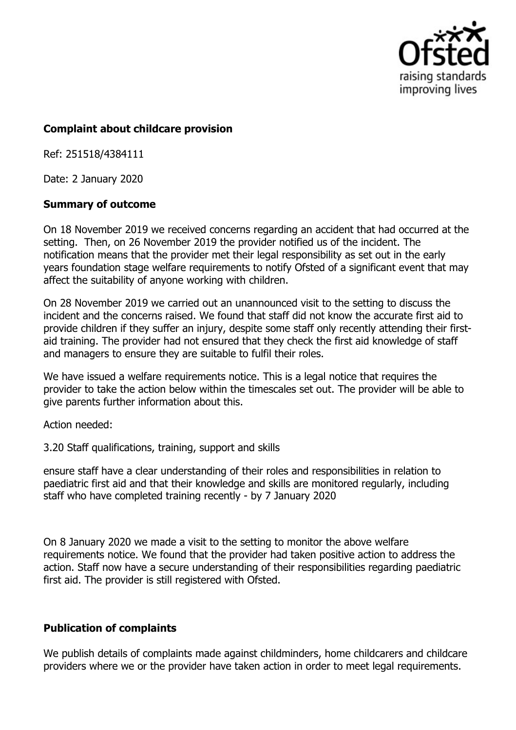**Complaint about childcare provision**

Ref: 251518/4384111

Date: 2 January 2020

**Summary of outcome**

On 18 November 2019 we received concerns regarding an accident that had occurred at the setting. Then, on 26 November 2019 the provider notified us of the incident. The notification means that the provider met their legal responsibility as set out in the early years foundation stage welfare requirements to notify Ofsted of a significant event that may affect the suitability of anyone working with children.

On 28 November 2019 we carried out an unannounced visit to the setting to discuss the incident and the concerns raised. We found that staff did not know the accurate first aid to provide children if they suffer an injury, despite some staff only recently attending their first-aid training. The provider had not ensured that they check the first aid knowledge of staff and managers to ensure they are suitable to fulfil their roles.

We have issued a welfare requirements notice. This is a legal notice that requires the provider to take the action below within the timescales set out. The provider will be able to give parents further information about this.

Action needed:

3.20 Staff qualifications, training, support and skills

ensure staff have a clear understanding of their roles and responsibilities in relation to paediatric first aid and that their knowledge and skills are monitored regularly, including staff who have completed training recently - by 7 January 2020

On 8 January 2020 we made a visit to the setting to monitor the above welfare requirements notice. We found that the provider had taken positive action to address the action. Staff now have a secure understanding of their responsibilities regarding paediatric first aid. The provider is still registered with Ofsted.

**Publication of complaints**

We publish details of complaints made against childminders, home childcarers and childcare providers where we or the provider have taken action in order to meet legal requirements.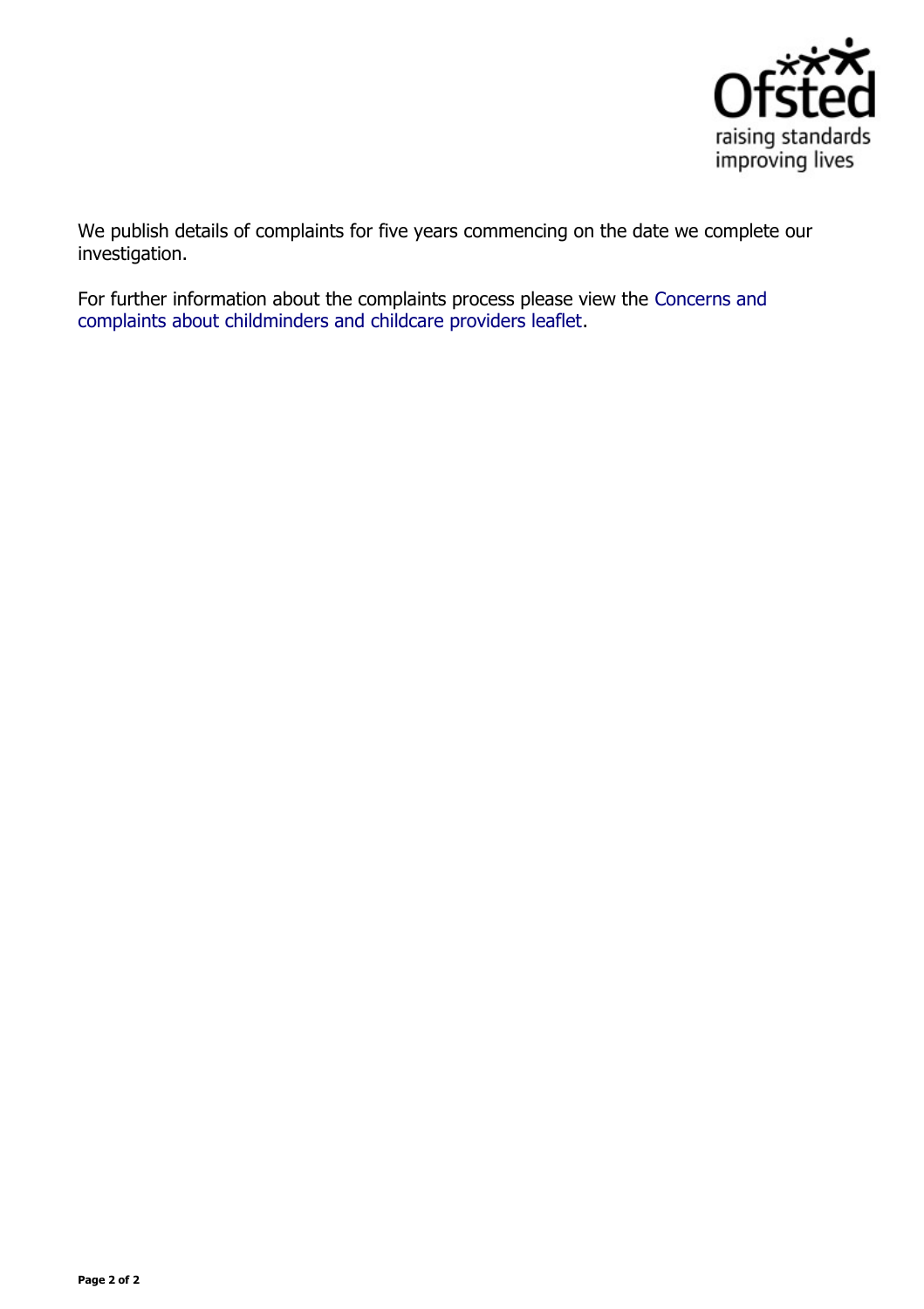We publish details of complaints for five years commencing on the date we complete our investigation.

For further information about the complaints process please view the Concerns and complaints about childminders and childcare providers leaflet.